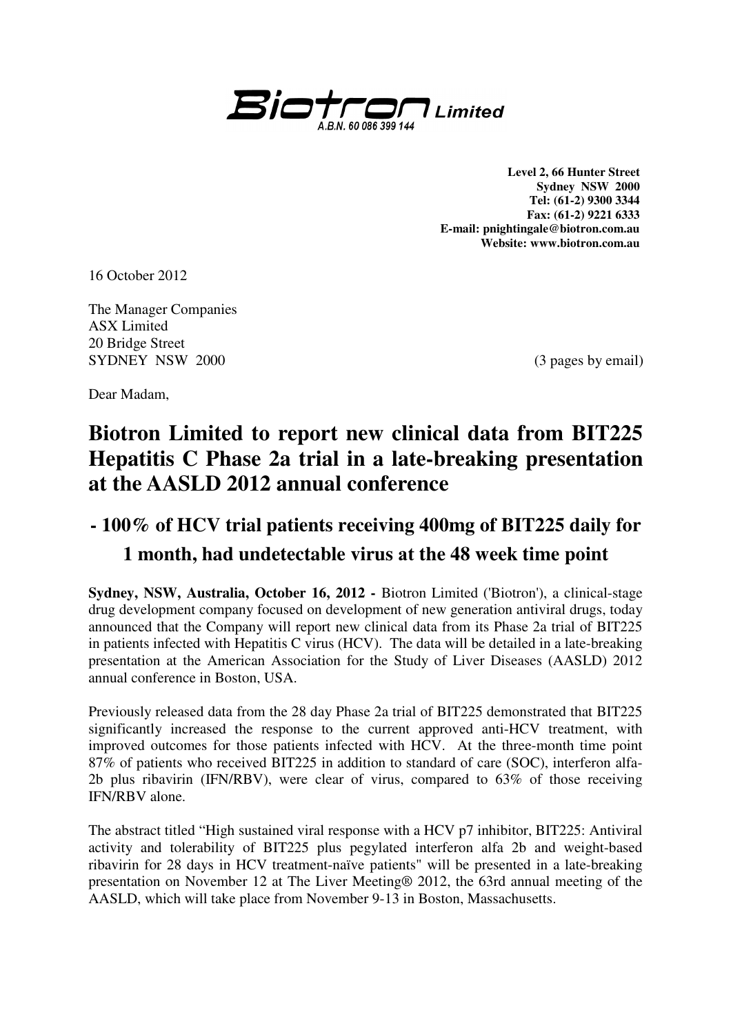**Biotron Limited**
*A.B.N. 60 086 399 144*

**Level 2, 66 Hunter Street**
**Sydney NSW 2000**
**Tel: (61-2) 9300 3344**
**Fax: (61-2) 9221 6333**
**E-mail: pnightingale@biotron.com.au**
**Website: www.biotron.com.au**

16 October 2012

The Manager Companies
ASX Limited
20 Bridge Street
SYDNEY NSW 2000

(3 pages by email)

Dear Madam,

# Biotron Limited to report new clinical data from BIT225 Hepatitis C Phase 2a trial in a late-breaking presentation at the AASLD 2012 annual conference

## - 100% of HCV trial patients receiving 400mg of BIT225 daily for 1 month, had undetectable virus at the 48 week time point

**Sydney, NSW, Australia, October 16, 2012 -** Biotron Limited ('Biotron'), a clinical-stage drug development company focused on development of new generation antiviral drugs, today announced that the Company will report new clinical data from its Phase 2a trial of BIT225 in patients infected with Hepatitis C virus (HCV). The data will be detailed in a late-breaking presentation at the American Association for the Study of Liver Diseases (AASLD) 2012 annual conference in Boston, USA.

Previously released data from the 28 day Phase 2a trial of BIT225 demonstrated that BIT225 significantly increased the response to the current approved anti-HCV treatment, with improved outcomes for those patients infected with HCV. At the three-month time point 87% of patients who received BIT225 in addition to standard of care (SOC), interferon alfa-2b plus ribavirin (IFN/RBV), were clear of virus, compared to 63% of those receiving IFN/RBV alone.

The abstract titled "High sustained viral response with a HCV p7 inhibitor, BIT225: Antiviral activity and tolerability of BIT225 plus pegylated interferon alfa 2b and weight-based ribavirin for 28 days in HCV treatment-naïve patients" will be presented in a late-breaking presentation on November 12 at The Liver Meeting® 2012, the 63rd annual meeting of the AASLD, which will take place from November 9-13 in Boston, Massachusetts.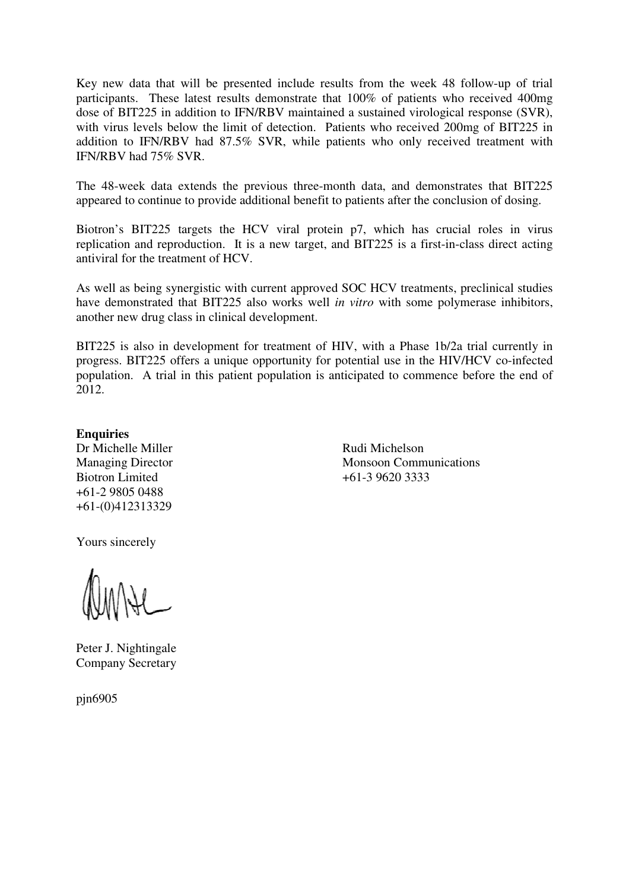Key new data that will be presented include results from the week 48 follow-up of trial participants. These latest results demonstrate that 100% of patients who received 400mg dose of BIT225 in addition to IFN/RBV maintained a sustained virological response (SVR), with virus levels below the limit of detection. Patients who received 200mg of BIT225 in addition to IFN/RBV had 87.5% SVR, while patients who only received treatment with IFN/RBV had 75% SVR.

The 48-week data extends the previous three-month data, and demonstrates that BIT225 appeared to continue to provide additional benefit to patients after the conclusion of dosing.

Biotron's BIT225 targets the HCV viral protein p7, which has crucial roles in virus replication and reproduction. It is a new target, and BIT225 is a first-in-class direct acting antiviral for the treatment of HCV.

As well as being synergistic with current approved SOC HCV treatments, preclinical studies have demonstrated that BIT225 also works well *in vitro* with some polymerase inhibitors, another new drug class in clinical development.

BIT225 is also in development for treatment of HIV, with a Phase 1b/2a trial currently in progress. BIT225 offers a unique opportunity for potential use in the HIV/HCV co-infected population. A trial in this patient population is anticipated to commence before the end of 2012.

**Enquiries**

Dr Michelle Miller
Managing Director
Biotron Limited
+61-2 9805 0488
+61-(0)412313329

Rudi Michelson
Monsoon Communications
+61-3 9620 3333

Yours sincerely

Peter J. Nightingale
Company Secretary

pjn6905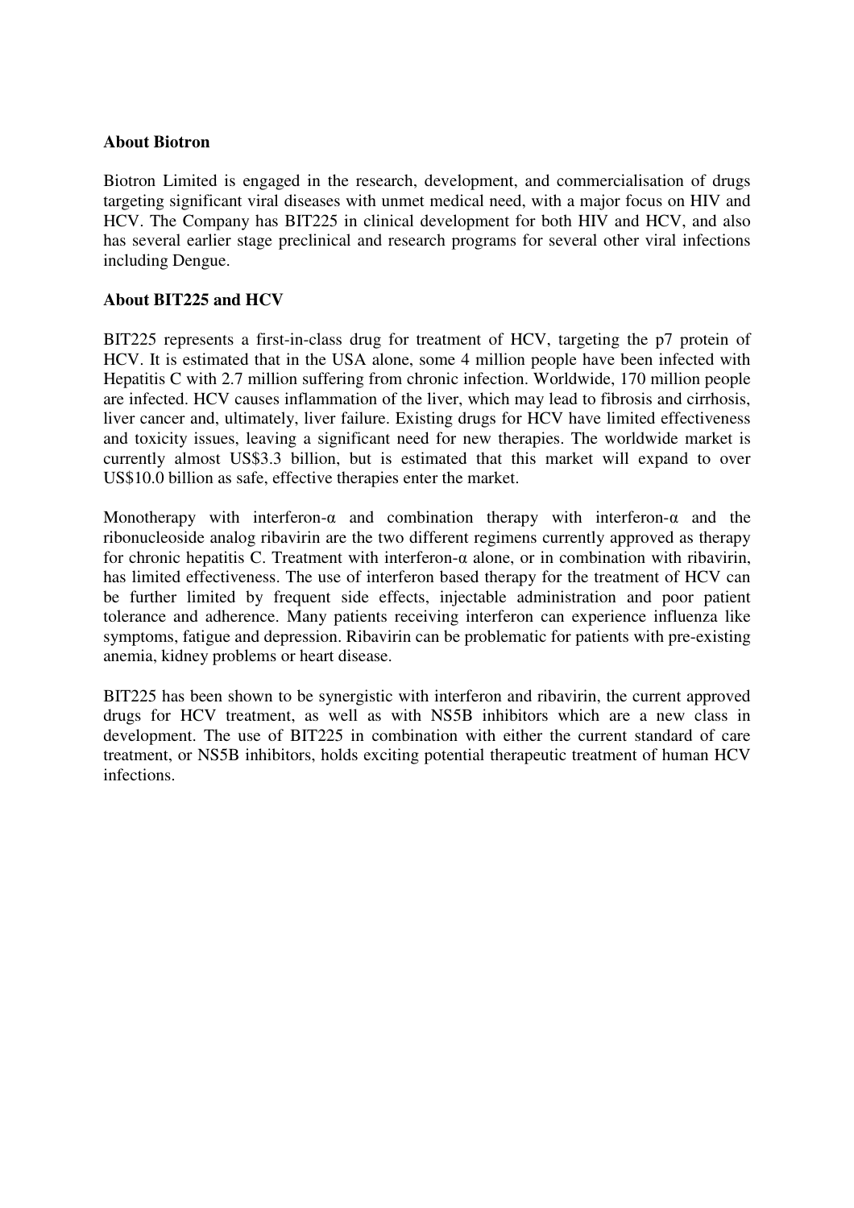## About Biotron

Biotron Limited is engaged in the research, development, and commercialisation of drugs targeting significant viral diseases with unmet medical need, with a major focus on HIV and HCV. The Company has BIT225 in clinical development for both HIV and HCV, and also has several earlier stage preclinical and research programs for several other viral infections including Dengue.

## About BIT225 and HCV

BIT225 represents a first-in-class drug for treatment of HCV, targeting the p7 protein of HCV. It is estimated that in the USA alone, some 4 million people have been infected with Hepatitis C with 2.7 million suffering from chronic infection. Worldwide, 170 million people are infected. HCV causes inflammation of the liver, which may lead to fibrosis and cirrhosis, liver cancer and, ultimately, liver failure. Existing drugs for HCV have limited effectiveness and toxicity issues, leaving a significant need for new therapies. The worldwide market is currently almost US$3.3 billion, but is estimated that this market will expand to over US$10.0 billion as safe, effective therapies enter the market.

Monotherapy with interferon-α and combination therapy with interferon-α and the ribonucleoside analog ribavirin are the two different regimens currently approved as therapy for chronic hepatitis C. Treatment with interferon-α alone, or in combination with ribavirin, has limited effectiveness. The use of interferon based therapy for the treatment of HCV can be further limited by frequent side effects, injectable administration and poor patient tolerance and adherence. Many patients receiving interferon can experience influenza like symptoms, fatigue and depression. Ribavirin can be problematic for patients with pre-existing anemia, kidney problems or heart disease.

BIT225 has been shown to be synergistic with interferon and ribavirin, the current approved drugs for HCV treatment, as well as with NS5B inhibitors which are a new class in development. The use of BIT225 in combination with either the current standard of care treatment, or NS5B inhibitors, holds exciting potential therapeutic treatment of human HCV infections.